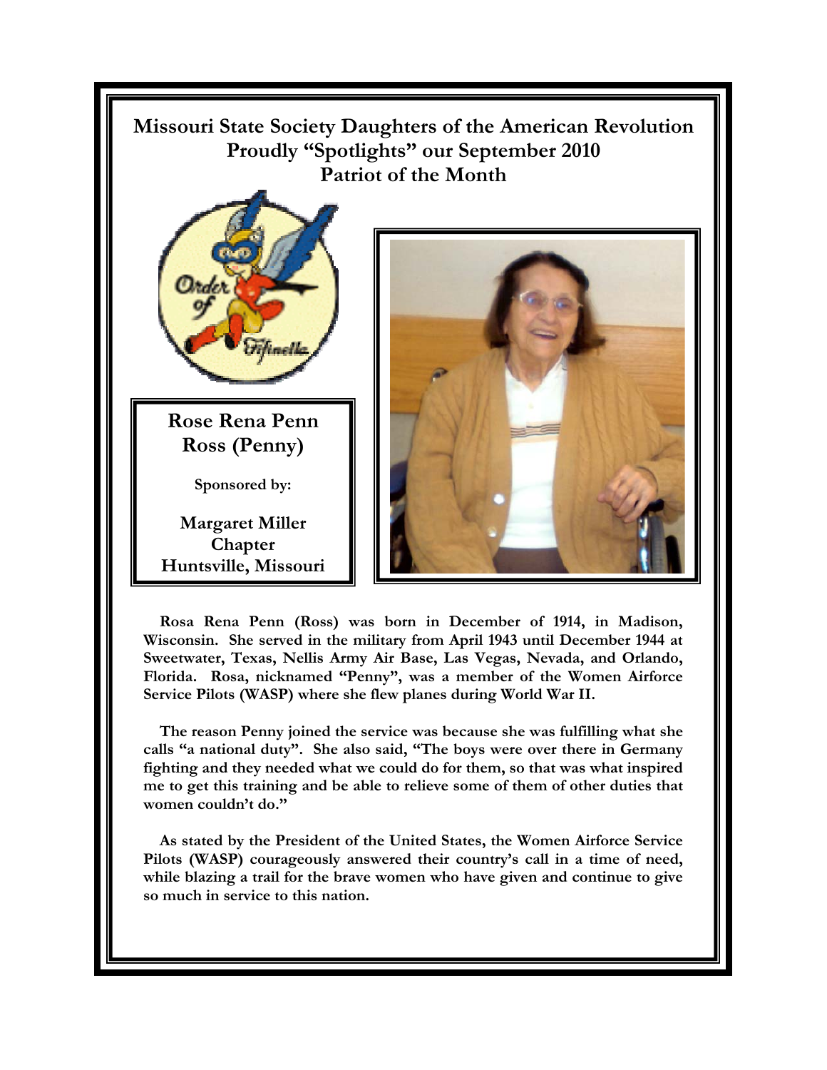# Missouri State Society Daughters of the American Revolution Proudly "Spotlights" our September 2010 Patriot of the Month

## Rose Rena Penn Ross (Penny)

**Sponsored by:**

**Margaret Miller Chapter Huntsville, Missouri**

**Rosa Rena Penn (Ross) was born in December of 1914, in Madison, Wisconsin. She served in the military from April 1943 until December 1944 at Sweetwater, Texas, Nellis Army Air Base, Las Vegas, Nevada, and Orlando, Florida. Rosa, nicknamed "Penny", was a member of the Women Airforce Service Pilots (WASP) where she flew planes during World War II.**

**The reason Penny joined the service was because she was fulfilling what she calls "a national duty". She also said, "The boys were over there in Germany fighting and they needed what we could do for them, so that was what inspired me to get this training and be able to relieve some of them of other duties that women couldn't do."**

**As stated by the President of the United States, the Women Airforce Service Pilots (WASP) courageously answered their country's call in a time of need, while blazing a trail for the brave women who have given and continue to give so much in service to this nation.**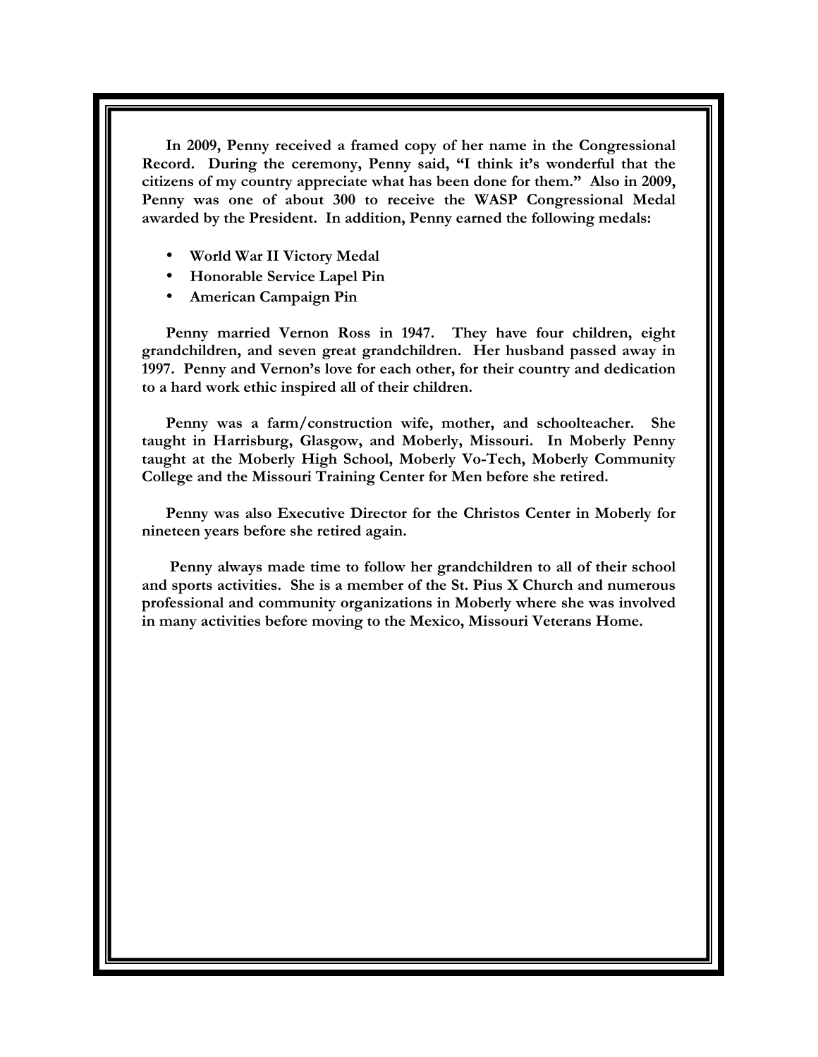**In 2009, Penny received a framed copy of her name in the Congressional Record. During the ceremony, Penny said, "I think it's wonderful that the citizens of my country appreciate what has been done for them." Also in 2009, Penny was one of about 300 to receive the WASP Congressional Medal awarded by the President. In addition, Penny earned the following medals:**

- **World War II Victory Medal**
- **Honorable Service Lapel Pin**
- **American Campaign Pin**

**Penny married Vernon Ross in 1947. They have four children, eight grandchildren, and seven great grandchildren. Her husband passed away in 1997. Penny and Vernon's love for each other, for their country and dedication to a hard work ethic inspired all of their children.**

**Penny was a farm/construction wife, mother, and schoolteacher. She taught in Harrisburg, Glasgow, and Moberly, Missouri. In Moberly Penny taught at the Moberly High School, Moberly Vo-Tech, Moberly Community College and the Missouri Training Center for Men before she retired.**

**Penny was also Executive Director for the Christos Center in Moberly for nineteen years before she retired again.**

**Penny always made time to follow her grandchildren to all of their school and sports activities. She is a member of the St. Pius X Church and numerous professional and community organizations in Moberly where she was involved in many activities before moving to the Mexico, Missouri Veterans Home.**